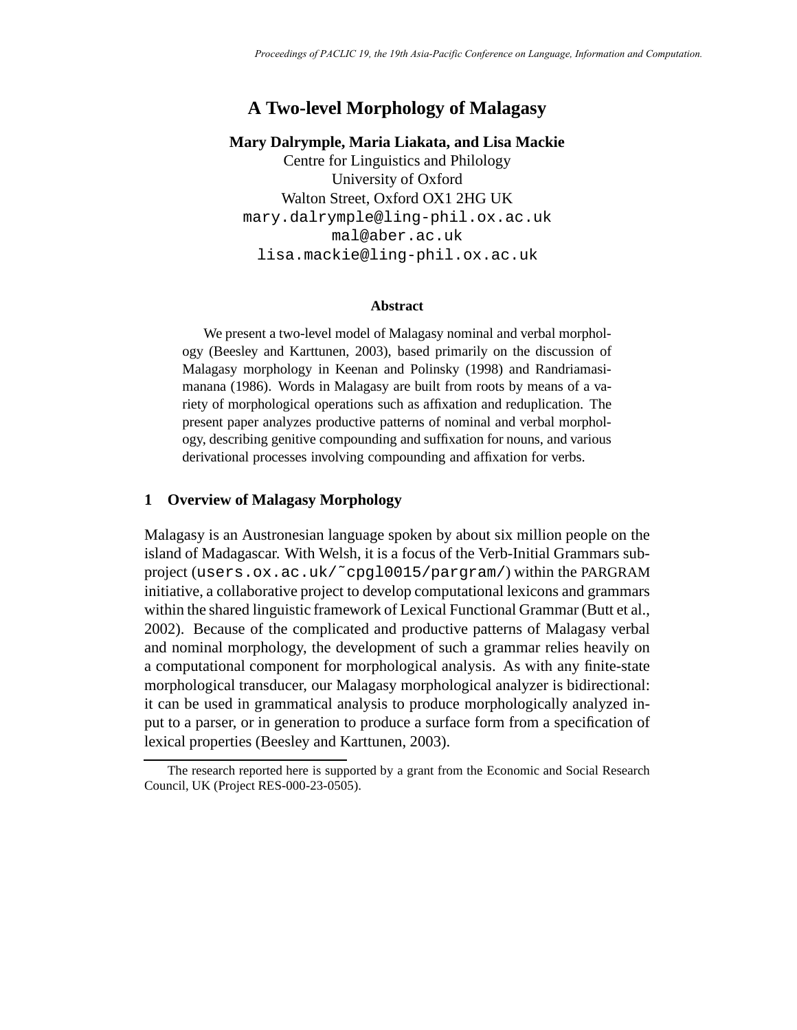# A Two-level Morphology of Malagasy

**Mary Dalrymple, Maria Liakata, and Lisa Mackie**

Centre for Linguistics and Philology
University of Oxford
Walton Street, Oxford OX1 2HG UK
mary.dalrymple@ling-phil.ox.ac.uk
mal@aber.ac.uk
lisa.mackie@ling-phil.ox.ac.uk

### Abstract

We present a two-level model of Malagasy nominal and verbal morphology (Beesley and Karttunen, 2003), based primarily on the discussion of Malagasy morphology in Keenan and Polinsky (1998) and Randriamasimanana (1986). Words in Malagasy are built from roots by means of a variety of morphological operations such as affixation and reduplication. The present paper analyzes productive patterns of nominal and verbal morphology, describing genitive compounding and suffixation for nouns, and various derivational processes involving compounding and affixation for verbs.

## 1 Overview of Malagasy Morphology

Malagasy is an Austronesian language spoken by about six million people on the island of Madagascar. With Welsh, it is a focus of the Verb-Initial Grammars subproject (users.ox.ac.uk/~cpgl0015/pargram/) within the PARGRAM initiative, a collaborative project to develop computational lexicons and grammars within the shared linguistic framework of Lexical Functional Grammar (Butt et al., 2002). Because of the complicated and productive patterns of Malagasy verbal and nominal morphology, the development of such a grammar relies heavily on a computational component for morphological analysis. As with any finite-state morphological transducer, our Malagasy morphological analyzer is bidirectional: it can be used in grammatical analysis to produce morphologically analyzed input to a parser, or in generation to produce a surface form from a specification of lexical properties (Beesley and Karttunen, 2003).

The research reported here is supported by a grant from the Economic and Social Research Council, UK (Project RES-000-23-0505).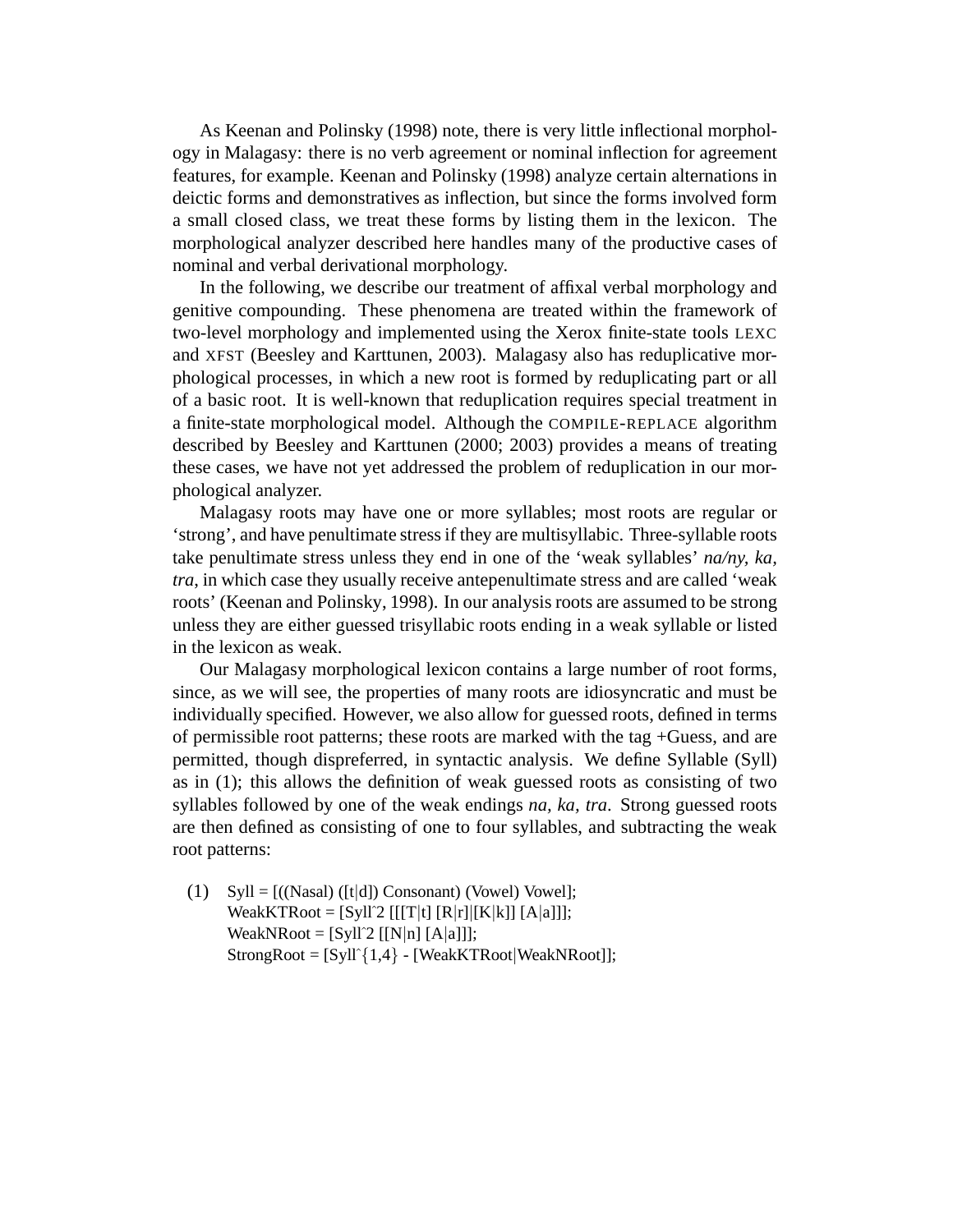As Keenan and Polinsky (1998) note, there is very little inflectional morphology in Malagasy: there is no verb agreement or nominal inflection for agreement features, for example. Keenan and Polinsky (1998) analyze certain alternations in deictic forms and demonstratives as inflection, but since the forms involved form a small closed class, we treat these forms by listing them in the lexicon. The morphological analyzer described here handles many of the productive cases of nominal and verbal derivational morphology.

In the following, we describe our treatment of affixal verbal morphology and genitive compounding. These phenomena are treated within the framework of two-level morphology and implemented using the Xerox finite-state tools LEXC and XFST (Beesley and Karttunen, 2003). Malagasy also has reduplicative morphological processes, in which a new root is formed by reduplicating part or all of a basic root. It is well-known that reduplication requires special treatment in a finite-state morphological model. Although the COMPILE-REPLACE algorithm described by Beesley and Karttunen (2000; 2003) provides a means of treating these cases, we have not yet addressed the problem of reduplication in our morphological analyzer.

Malagasy roots may have one or more syllables; most roots are regular or ‘strong’, and have penultimate stress if they are multisyllabic. Three-syllable roots take penultimate stress unless they end in one of the ‘weak syllables’ *na/ny, ka, tra*, in which case they usually receive antepenultimate stress and are called ‘weak roots’ (Keenan and Polinsky, 1998). In our analysis roots are assumed to be strong unless they are either guessed trisyllabic roots ending in a weak syllable or listed in the lexicon as weak.

Our Malagasy morphological lexicon contains a large number of root forms, since, as we will see, the properties of many roots are idiosyncratic and must be individually specified. However, we also allow for guessed roots, defined in terms of permissible root patterns; these roots are marked with the tag +Guess, and are permitted, though dispreferred, in syntactic analysis. We define Syllable (Syll) as in (1); this allows the definition of weak guessed roots as consisting of two syllables followed by one of the weak endings *na, ka, tra*. Strong guessed roots are then defined as consisting of one to four syllables, and subtracting the weak root patterns:

```
(1)  Syll = [((Nasal) ([t|d]) Consonant) (Vowel) Vowel];
     WeakKTRoot = [Syll^2 [[[T|t] [R|r]]|[K|k]] [A|a]]];
     WeakNRoot = [Syll^2 [[N|n] [A|a]]];
     StrongRoot = [Syll^{1,4} - [WeakKTRoot|WeakNRoot]];
```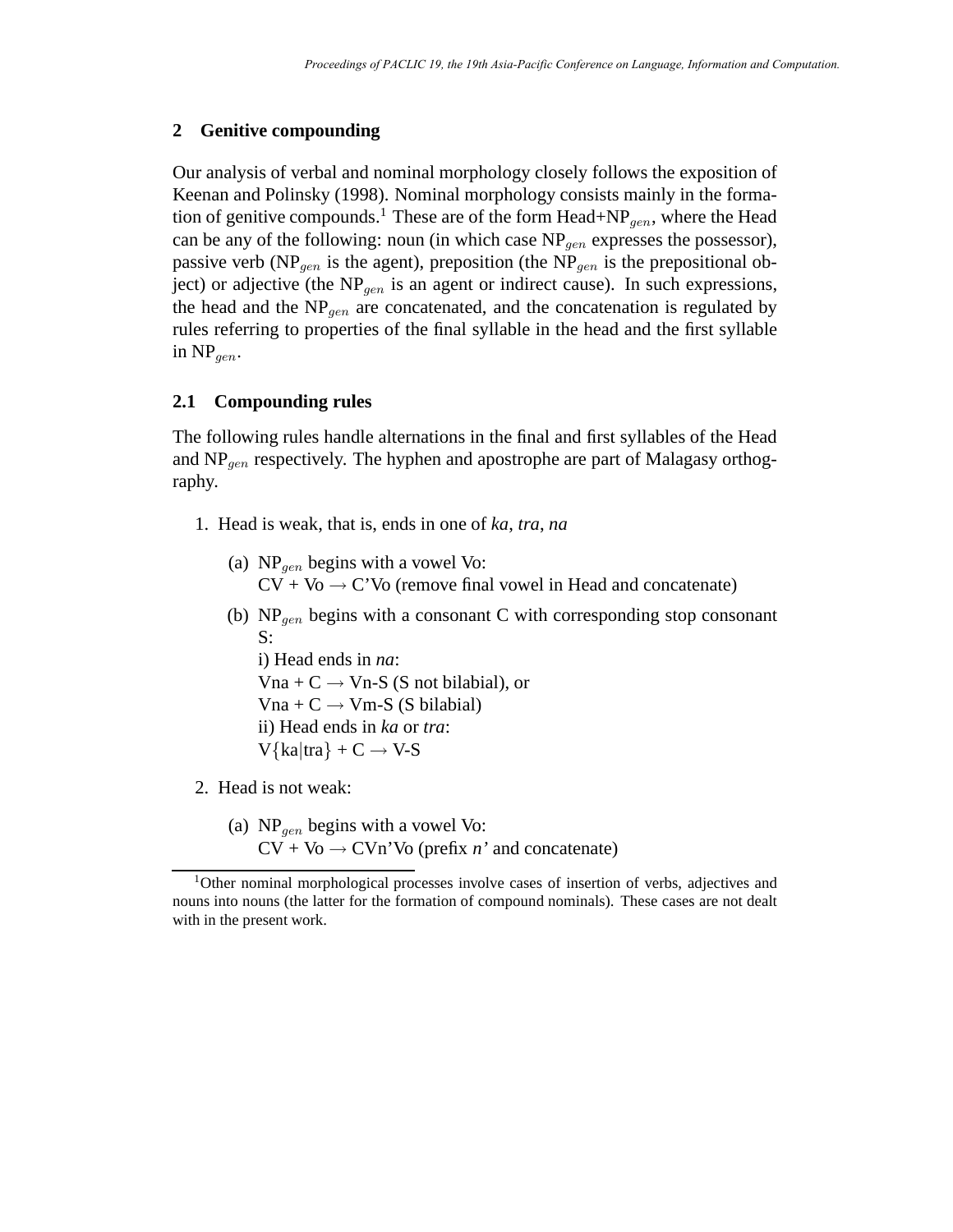## 2 Genitive compounding

Our analysis of verbal and nominal morphology closely follows the exposition of Keenan and Polinsky (1998). Nominal morphology consists mainly in the formation of genitive compounds.[1] These are of the form Head+$NP_{gen}$, where the Head can be any of the following: noun (in which case $NP_{gen}$ expresses the possessor), passive verb ($NP_{gen}$ is the agent), preposition (the $NP_{gen}$ is the prepositional object) or adjective (the $NP_{gen}$ is an agent or indirect cause). In such expressions, the head and the $NP_{gen}$ are concatenated, and the concatenation is regulated by rules referring to properties of the final syllable in the head and the first syllable in $NP_{gen}$.

### 2.1 Compounding rules

The following rules handle alternations in the final and first syllables of the Head and $NP_{gen}$ respectively. The hyphen and apostrophe are part of Malagasy orthography.

1. Head is weak, that is, ends in one of *ka*, *tra*, *na*
   (a) $NP_{gen}$ begins with a vowel Vo:
   CV + Vo → C'Vo (remove final vowel in Head and concatenate)
   (b) $NP_{gen}$ begins with a consonant C with corresponding stop consonant S:
   i) Head ends in *na*:
   Vna + C → Vn-S (S not bilabial), or
   Vna + C → Vm-S (S bilabial)
   ii) Head ends in *ka* or *tra*:
   V{ka|tra} + C → V-S
2. Head is not weak:
   (a) $NP_{gen}$ begins with a vowel Vo:
   CV + Vo → CVn'Vo (prefix *n'* and concatenate)

[1]Other nominal morphological processes involve cases of insertion of verbs, adjectives and nouns into nouns (the latter for the formation of compound nominals). These cases are not dealt with in the present work.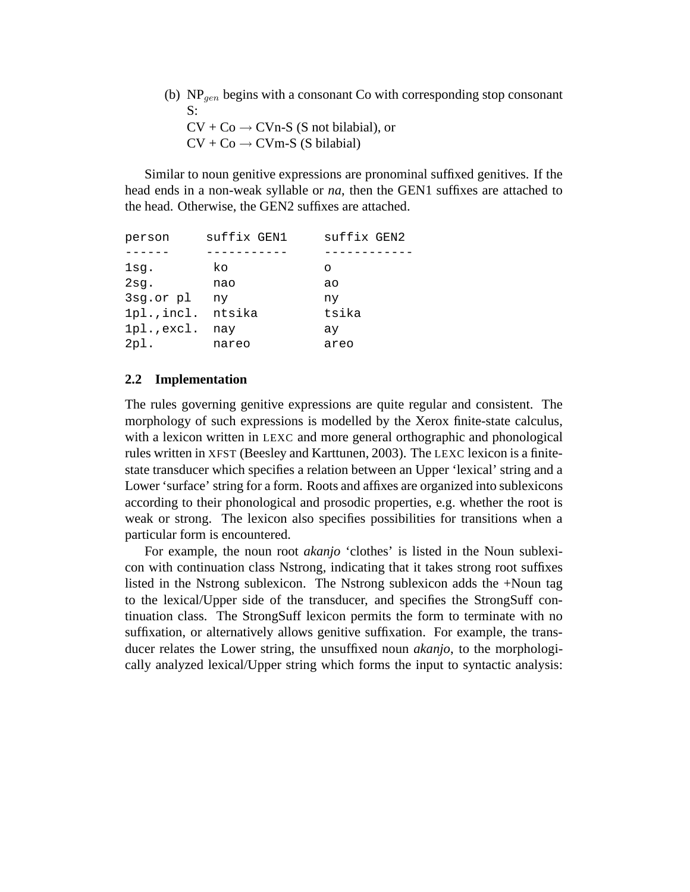(b) $NP_{gen}$ begins with a consonant Co with corresponding stop consonant S:
CV + Co → CVn-S (S not bilabial), or
CV + Co → CVm-S (S bilabial)

Similar to noun genitive expressions are pronominal suffixed genitives. If the head ends in a non-weak syllable or *na*, then the GEN1 suffixes are attached to the head. Otherwise, the GEN2 suffixes are attached.

```
person      suffix GEN1     suffix GEN2
------      -----------     ------------
1sg.         ko             o
2sg.         nao            ao
3sg.or pl    ny             ny
1pl.,incl.  ntsika          tsika
1pl.,excl.  nay             ay
2pl.         nareo          areo
```

## 2.2 Implementation

The rules governing genitive expressions are quite regular and consistent. The morphology of such expressions is modelled by the Xerox finite-state calculus, with a lexicon written in LEXC and more general orthographic and phonological rules written in XFST (Beesley and Karttunen, 2003). The LEXC lexicon is a finite-state transducer which specifies a relation between an Upper 'lexical' string and a Lower 'surface' string for a form. Roots and affixes are organized into sublexicons according to their phonological and prosodic properties, e.g. whether the root is weak or strong. The lexicon also specifies possibilities for transitions when a particular form is encountered.

For example, the noun root *akanjo* 'clothes' is listed in the Noun sublexicon with continuation class Nstrong, indicating that it takes strong root suffixes listed in the Nstrong sublexicon. The Nstrong sublexicon adds the +Noun tag to the lexical/Upper side of the transducer, and specifies the StrongSuff continuation class. The StrongSuff lexicon permits the form to terminate with no suffixation, or alternatively allows genitive suffixation. For example, the transducer relates the Lower string, the unsuffixed noun *akanjo*, to the morphologically analyzed lexical/Upper string which forms the input to syntactic analysis: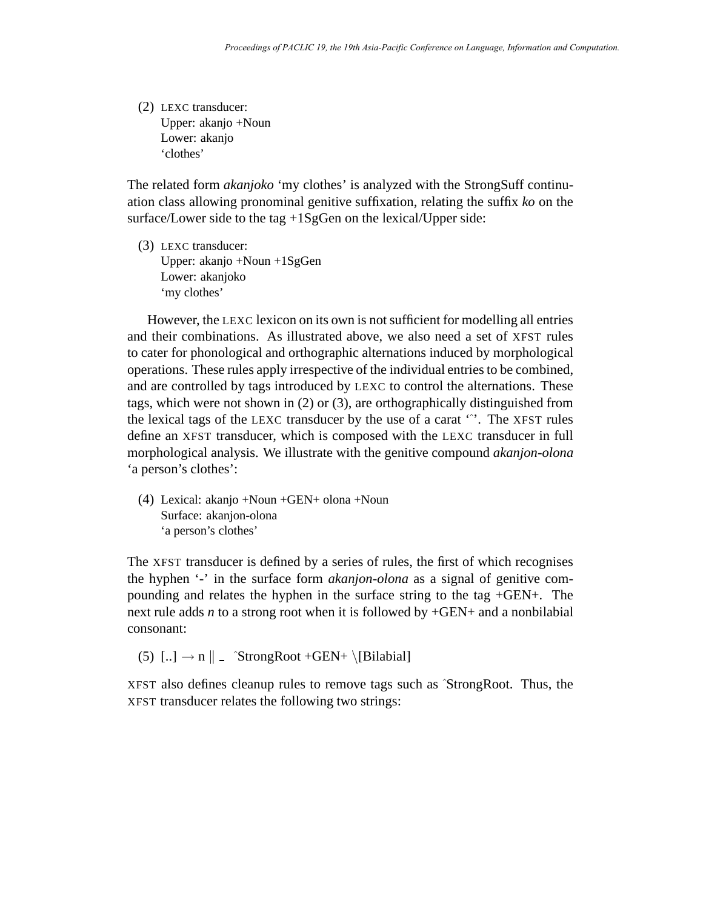(2) LEXC transducer:
Upper: akanjo +Noun
Lower: akanjo
'clothes'

The related form *akanjoko* 'my clothes' is analyzed with the StrongSuff continuation class allowing pronominal genitive suffixation, relating the suffix *ko* on the surface/Lower side to the tag +1SgGen on the lexical/Upper side:

(3) LEXC transducer:
Upper: akanjo +Noun +1SgGen
Lower: akanjoko
'my clothes'

However, the LEXC lexicon on its own is not sufficient for modelling all entries and their combinations. As illustrated above, we also need a set of XFST rules to cater for phonological and orthographic alternations induced by morphological operations. These rules apply irrespective of the individual entries to be combined, and are controlled by tags introduced by LEXC to control the alternations. These tags, which were not shown in (2) or (3), are orthographically distinguished from the lexical tags of the LEXC transducer by the use of a carat 'ˆ'. The XFST rules define an XFST transducer, which is composed with the LEXC transducer in full morphological analysis. We illustrate with the genitive compound *akanjon-olona* 'a person's clothes':

(4) Lexical: akanjo +Noun +GEN+ olona +Noun
Surface: akanjon-olona
'a person's clothes'

The XFST transducer is defined by a series of rules, the first of which recognises the hyphen '-' in the surface form *akanjon-olona* as a signal of genitive compounding and relates the hyphen in the surface string to the tag +GEN+. The next rule adds *n* to a strong root when it is followed by +GEN+ and a nonbilabial consonant:

(5) [..] → n ‖ _ ˆStrongRoot +GEN+ \[Bilabial]

XFST also defines cleanup rules to remove tags such as ˆStrongRoot. Thus, the XFST transducer relates the following two strings: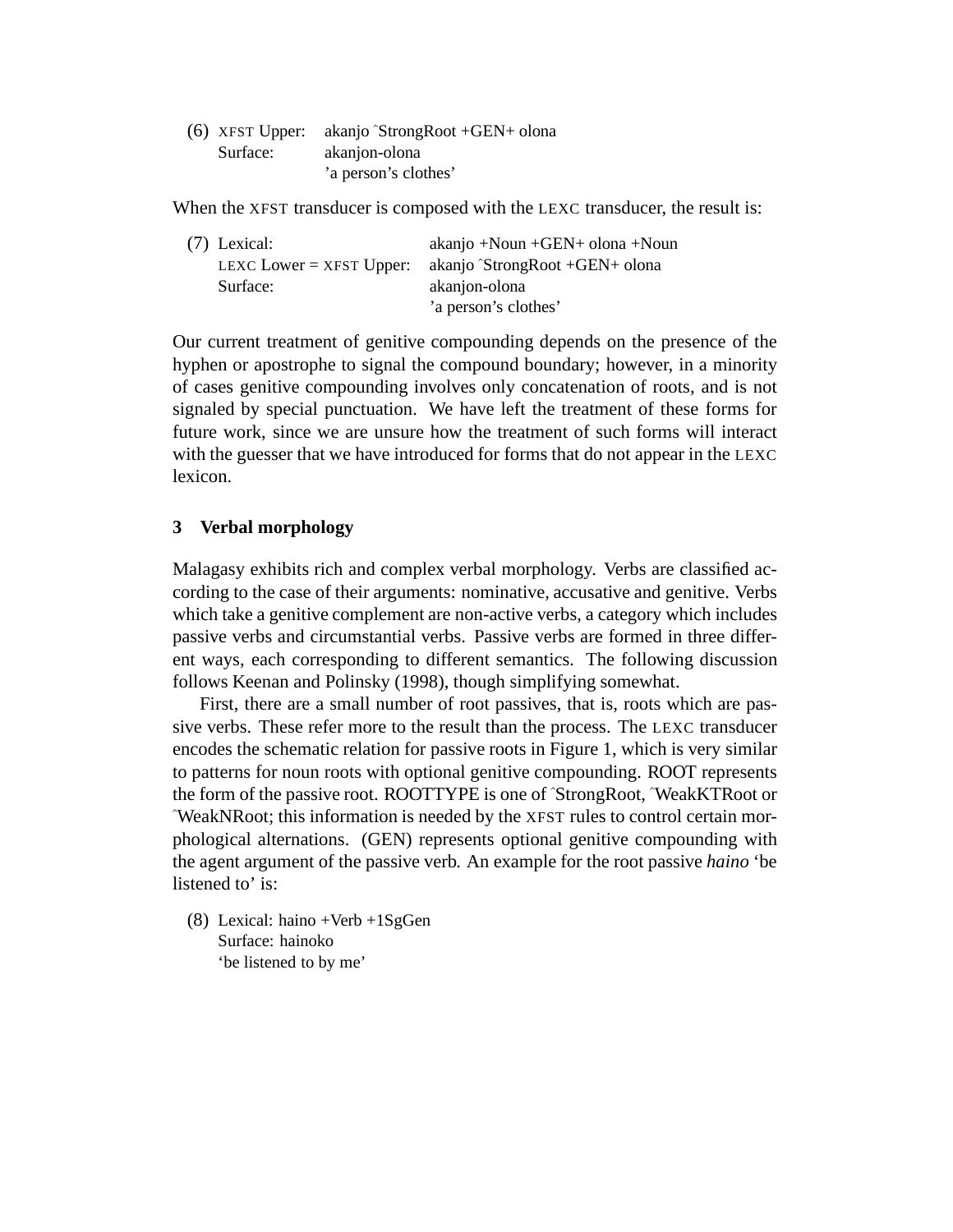(6) XFST Upper: akanjo ˆStrongRoot +GEN+ olona
    Surface: akanjon-olona
    'a person's clothes'

When the XFST transducer is composed with the LEXC transducer, the result is:

(7) Lexical: akanjo +Noun +GEN+ olona +Noun
    LEXC Lower = XFST Upper: akanjo ˆStrongRoot +GEN+ olona
    Surface: akanjon-olona
    'a person's clothes'

Our current treatment of genitive compounding depends on the presence of the hyphen or apostrophe to signal the compound boundary; however, in a minority of cases genitive compounding involves only concatenation of roots, and is not signaled by special punctuation. We have left the treatment of these forms for future work, since we are unsure how the treatment of such forms will interact with the guesser that we have introduced for forms that do not appear in the LEXC lexicon.

## 3 Verbal morphology

Malagasy exhibits rich and complex verbal morphology. Verbs are classified according to the case of their arguments: nominative, accusative and genitive. Verbs which take a genitive complement are non-active verbs, a category which includes passive verbs and circumstantial verbs. Passive verbs are formed in three different ways, each corresponding to different semantics. The following discussion follows Keenan and Polinsky (1998), though simplifying somewhat.

First, there are a small number of root passives, that is, roots which are passive verbs. These refer more to the result than the process. The LEXC transducer encodes the schematic relation for passive roots in Figure 1, which is very similar to patterns for noun roots with optional genitive compounding. ROOT represents the form of the passive root. ROOTTYPE is one of ˆStrongRoot, ˆWeakKTRoot or ˆWeakNRoot; this information is needed by the XFST rules to control certain morphological alternations. (GEN) represents optional genitive compounding with the agent argument of the passive verb. An example for the root passive *haino* 'be listened to' is:

(8) Lexical: haino +Verb +1SgGen
    Surface: hainoko
    'be listened to by me'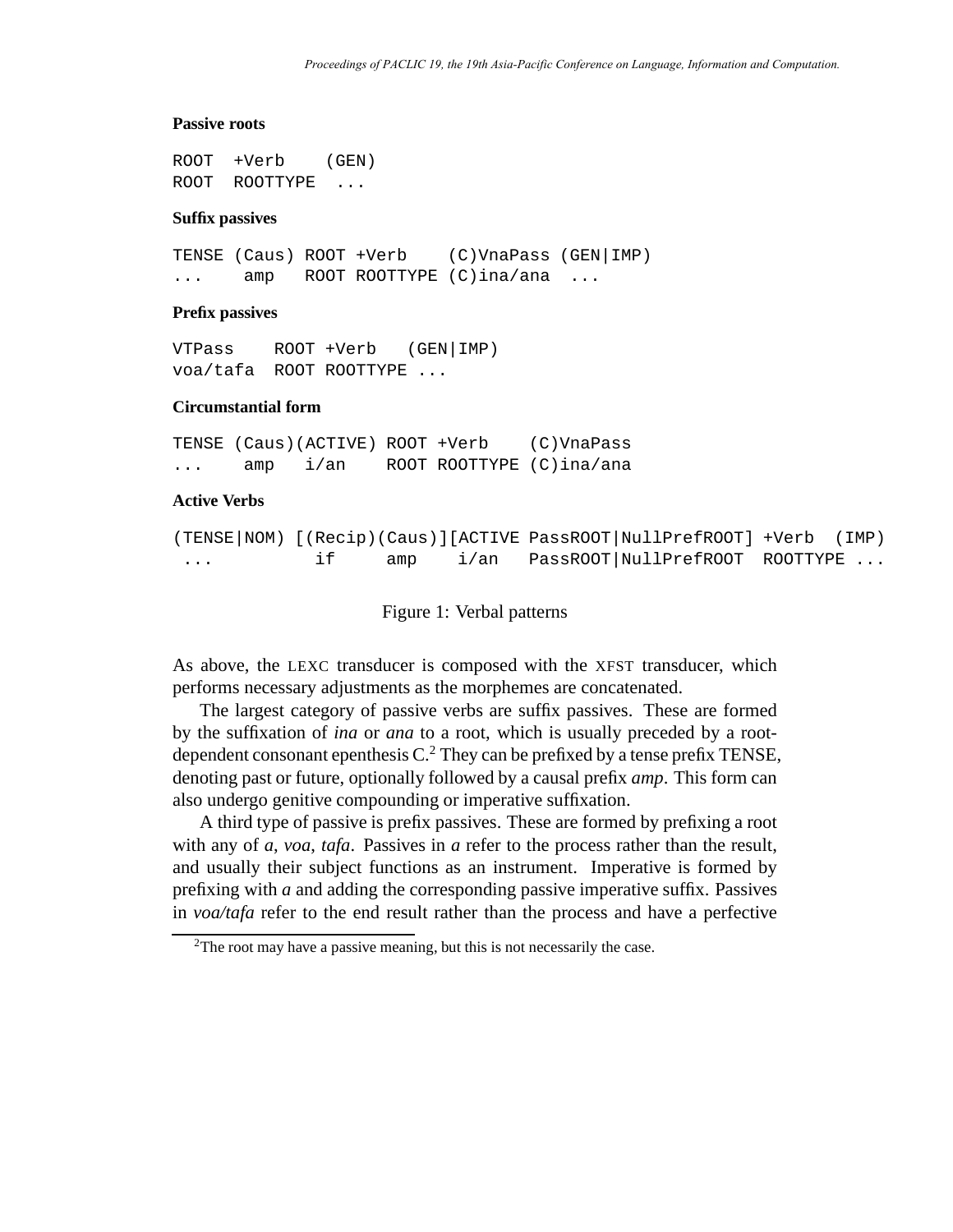**Passive roots**

```
ROOT  +Verb    (GEN)
ROOT  ROOTTYPE  ...
```

**Suffix passives**

```
TENSE (Caus) ROOT +Verb    (C)VnaPass (GEN|IMP)
...    amp   ROOT ROOTTYPE (C)ina/ana  ...
```

**Prefix passives**

```
VTPass    ROOT +Verb   (GEN|IMP)
voa/tafa  ROOT ROOTTYPE ...
```

**Circumstantial form**

```
TENSE (Caus)(ACTIVE) ROOT +Verb    (C)VnaPass
...    amp   i/an    ROOT ROOTTYPE (C)ina/ana
```

**Active Verbs**

```
(TENSE|NOM) [(Recip)(Caus)][ACTIVE PassROOT|NullPrefROOT] +Verb  (IMP)
 ...          if     amp    i/an   PassROOT|NullPrefROOT  ROOTTYPE ...
```

Figure 1: Verbal patterns

As above, the LEXC transducer is composed with the XFST transducer, which performs necessary adjustments as the morphemes are concatenated.

The largest category of passive verbs are suffix passives. These are formed by the suffixation of *ina* or *ana* to a root, which is usually preceded by a root-dependent consonant epenthesis C.[2] They can be prefixed by a tense prefix TENSE, denoting past or future, optionally followed by a causal prefix *amp*. This form can also undergo genitive compounding or imperative suffixation.

A third type of passive is prefix passives. These are formed by prefixing a root with any of *a*, *voa*, *tafa*. Passives in *a* refer to the process rather than the result, and usually their subject functions as an instrument. Imperative is formed by prefixing with *a* and adding the corresponding passive imperative suffix. Passives in *voa/tafa* refer to the end result rather than the process and have a perfective

[2]The root may have a passive meaning, but this is not necessarily the case.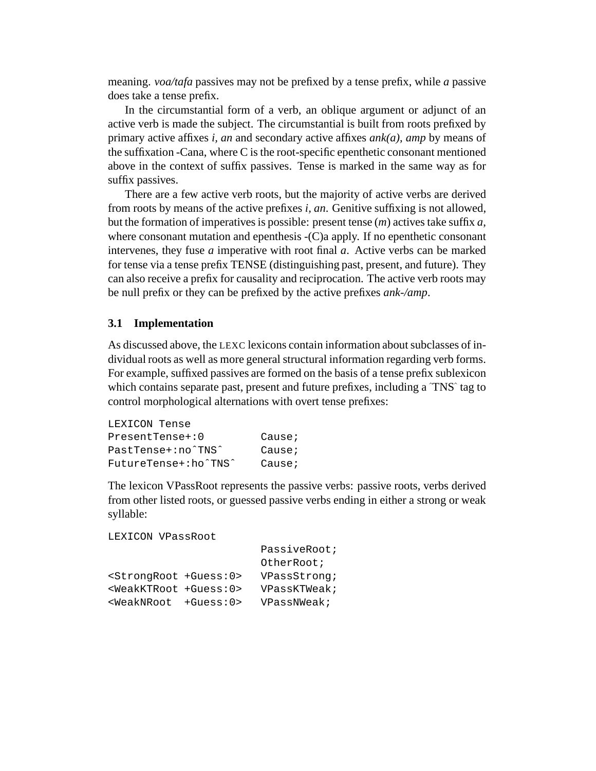meaning. *voa/tafa* passives may not be prefixed by a tense prefix, while *a* passive does take a tense prefix.

In the circumstantial form of a verb, an oblique argument or adjunct of an active verb is made the subject. The circumstantial is built from roots prefixed by primary active affixes *i, an* and secondary active affixes *ank(a), amp* by means of the suffixation -Cana, where C is the root-specific epenthetic consonant mentioned above in the context of suffix passives. Tense is marked in the same way as for suffix passives.

There are a few active verb roots, but the majority of active verbs are derived from roots by means of the active prefixes *i, an*. Genitive suffixing is not allowed, but the formation of imperatives is possible: present tense (*m*) actives take suffix *a*, where consonant mutation and epenthesis -(C)a apply. If no epenthetic consonant intervenes, they fuse *a* imperative with root final *a*. Active verbs can be marked for tense via a tense prefix TENSE (distinguishing past, present, and future). They can also receive a prefix for causality and reciprocation. The active verb roots may be null prefix or they can be prefixed by the active prefixes *ank-/amp*.

### 3.1 Implementation

As discussed above, the LEXC lexicons contain information about subclasses of individual roots as well as more general structural information regarding verb forms. For example, suffixed passives are formed on the basis of a tense prefix sublexicon which contains separate past, present and future prefixes, including a ˆTNSˆ tag to control morphological alternations with overt tense prefixes:

```
LEXICON Tense
PresentTense+:0         Cause;
PastTense+:noˆTNSˆ      Cause;
FutureTense+:hoˆTNSˆ    Cause;
```

The lexicon VPassRoot represents the passive verbs: passive roots, verbs derived from other listed roots, or guessed passive verbs ending in either a strong or weak syllable:

```
LEXICON VPassRoot
                        PassiveRoot;
                        OtherRoot;
<StrongRoot +Guess:0>   VPassStrong;
<WeakKTRoot +Guess:0>   VPassKTWeak;
<WeakNRoot  +Guess:0>   VPassNWeak;
```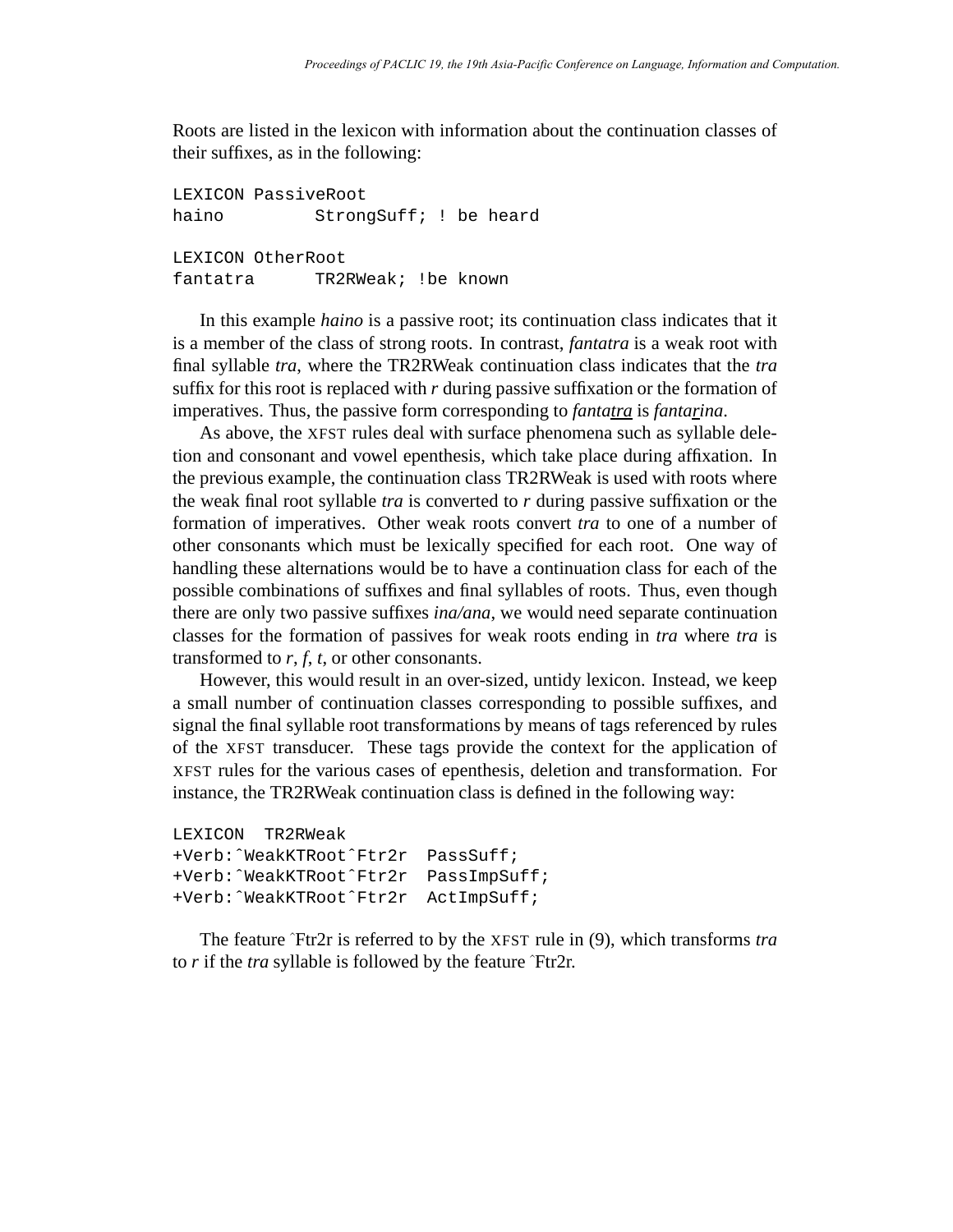Roots are listed in the lexicon with information about the continuation classes of their suffixes, as in the following:

```
LEXICON PassiveRoot
haino         StrongSuff; ! be heard

LEXICON OtherRoot
fantatra      TR2RWeak; !be known
```

In this example *haino* is a passive root; its continuation class indicates that it is a member of the class of strong roots. In contrast, *fantatra* is a weak root with final syllable *tra*, where the TR2RWeak continuation class indicates that the *tra* suffix for this root is replaced with *r* during passive suffixation or the formation of imperatives. Thus, the passive form corresponding to *fanta<u>tra</u>* is *fanta<u>r</u>ina*.

As above, the XFST rules deal with surface phenomena such as syllable deletion and consonant and vowel epenthesis, which take place during affixation. In the previous example, the continuation class TR2RWeak is used with roots where the weak final root syllable *tra* is converted to *r* during passive suffixation or the formation of imperatives. Other weak roots convert *tra* to one of a number of other consonants which must be lexically specified for each root. One way of handling these alternations would be to have a continuation class for each of the possible combinations of suffixes and final syllables of roots. Thus, even though there are only two passive suffixes *ina/ana*, we would need separate continuation classes for the formation of passives for weak roots ending in *tra* where *tra* is transformed to *r*, *f*, *t*, or other consonants.

However, this would result in an over-sized, untidy lexicon. Instead, we keep a small number of continuation classes corresponding to possible suffixes, and signal the final syllable root transformations by means of tags referenced by rules of the XFST transducer. These tags provide the context for the application of XFST rules for the various cases of epenthesis, deletion and transformation. For instance, the TR2RWeak continuation class is defined in the following way:

```
LEXICON  TR2RWeak
+Verb:^WeakKTRoot^Ftr2r  PassSuff;
+Verb:^WeakKTRoot^Ftr2r  PassImpSuff;
+Verb:^WeakKTRoot^Ftr2r  ActImpSuff;
```

The feature ^Ftr2r is referred to by the XFST rule in (9), which transforms *tra* to *r* if the *tra* syllable is followed by the feature ^Ftr2r.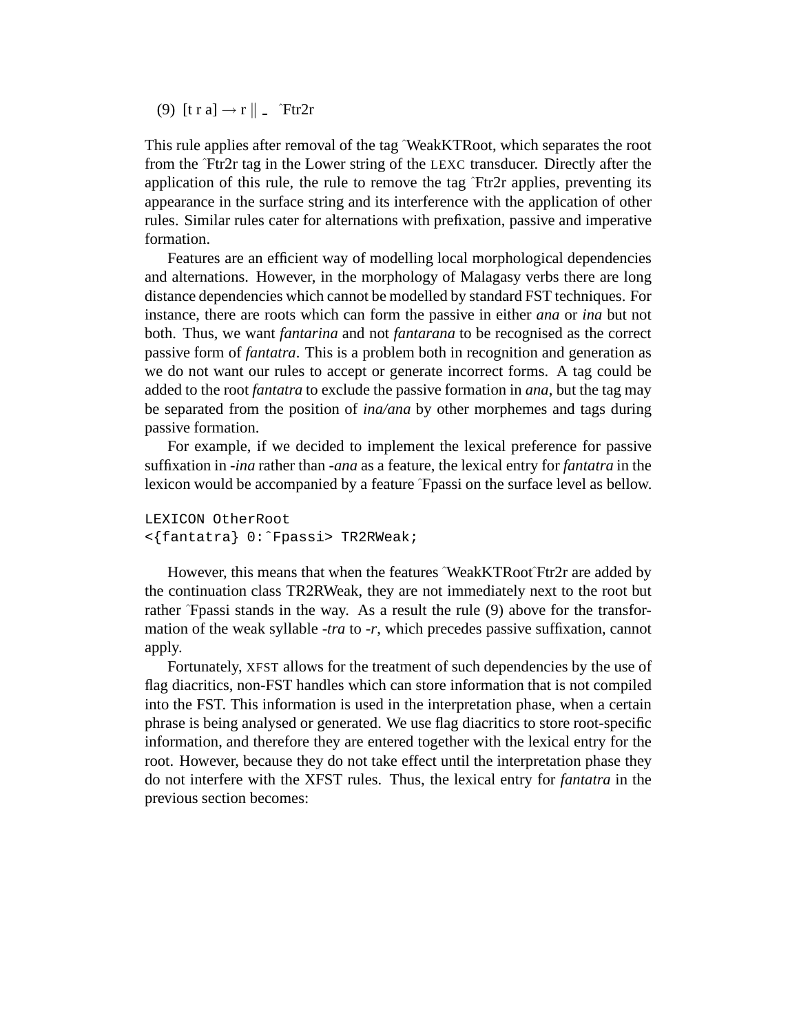(9) $[\text{t r a}] \rightarrow \text{r} \parallel \_\ \hat{}\text{Ftr2r}$

This rule applies after removal of the tag ˆWeakKTRoot, which separates the root from the ˆFtr2r tag in the Lower string of the LEXC transducer. Directly after the application of this rule, the rule to remove the tag ˆFtr2r applies, preventing its appearance in the surface string and its interference with the application of other rules. Similar rules cater for alternations with prefixation, passive and imperative formation.

Features are an efficient way of modelling local morphological dependencies and alternations. However, in the morphology of Malagasy verbs there are long distance dependencies which cannot be modelled by standard FST techniques. For instance, there are roots which can form the passive in either *ana* or *ina* but not both. Thus, we want *fantarina* and not *fantarana* to be recognised as the correct passive form of *fantatra*. This is a problem both in recognition and generation as we do not want our rules to accept or generate incorrect forms. A tag could be added to the root *fantatra* to exclude the passive formation in *ana*, but the tag may be separated from the position of *ina/ana* by other morphemes and tags during passive formation.

For example, if we decided to implement the lexical preference for passive suffixation in *-ina* rather than *-ana* as a feature, the lexical entry for *fantatra* in the lexicon would be accompanied by a feature ˆFpassi on the surface level as bellow.

```
LEXICON OtherRoot
<{fantatra} 0:ˆFpassi> TR2RWeak;
```

However, this means that when the features ˆWeakKTRootˆFtr2r are added by the continuation class TR2RWeak, they are not immediately next to the root but rather ˆFpassi stands in the way. As a result the rule (9) above for the transformation of the weak syllable *-tra* to *-r*, which precedes passive suffixation, cannot apply.

Fortunately, XFST allows for the treatment of such dependencies by the use of flag diacritics, non-FST handles which can store information that is not compiled into the FST. This information is used in the interpretation phase, when a certain phrase is being analysed or generated. We use flag diacritics to store root-specific information, and therefore they are entered together with the lexical entry for the root. However, because they do not take effect until the interpretation phase they do not interfere with the XFST rules. Thus, the lexical entry for *fantatra* in the previous section becomes: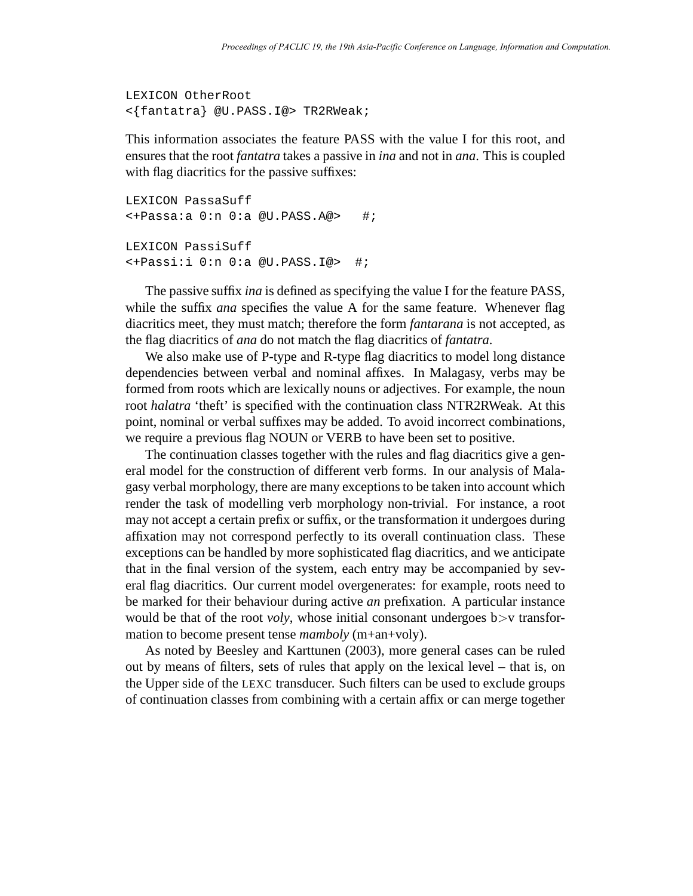```
LEXICON OtherRoot
<{fantatra} @U.PASS.I@> TR2RWeak;
```

This information associates the feature PASS with the value I for this root, and ensures that the root *fantatra* takes a passive in *ina* and not in *ana*. This is coupled with flag diacritics for the passive suffixes:

```
LEXICON PassaSuff
<+Passa:a 0:n 0:a @U.PASS.A@>   #;

LEXICON PassiSuff
<+Passi:i 0:n 0:a @U.PASS.I@>  #;
```

The passive suffix *ina* is defined as specifying the value I for the feature PASS, while the suffix *ana* specifies the value A for the same feature. Whenever flag diacritics meet, they must match; therefore the form *fantarana* is not accepted, as the flag diacritics of *ana* do not match the flag diacritics of *fantatra*.

We also make use of P-type and R-type flag diacritics to model long distance dependencies between verbal and nominal affixes. In Malagasy, verbs may be formed from roots which are lexically nouns or adjectives. For example, the noun root *halatra* 'theft' is specified with the continuation class NTR2RWeak. At this point, nominal or verbal suffixes may be added. To avoid incorrect combinations, we require a previous flag NOUN or VERB to have been set to positive.

The continuation classes together with the rules and flag diacritics give a general model for the construction of different verb forms. In our analysis of Malagasy verbal morphology, there are many exceptions to be taken into account which render the task of modelling verb morphology non-trivial. For instance, a root may not accept a certain prefix or suffix, or the transformation it undergoes during affixation may not correspond perfectly to its overall continuation class. These exceptions can be handled by more sophisticated flag diacritics, and we anticipate that in the final version of the system, each entry may be accompanied by several flag diacritics. Our current model overgenerates: for example, roots need to be marked for their behaviour during active *an* prefixation. A particular instance would be that of the root *voly*, whose initial consonant undergoes b>v transformation to become present tense *mamboly* (m+an+voly).

As noted by Beesley and Karttunen (2003), more general cases can be ruled out by means of filters, sets of rules that apply on the lexical level – that is, on the Upper side of the LEXC transducer. Such filters can be used to exclude groups of continuation classes from combining with a certain affix or can merge together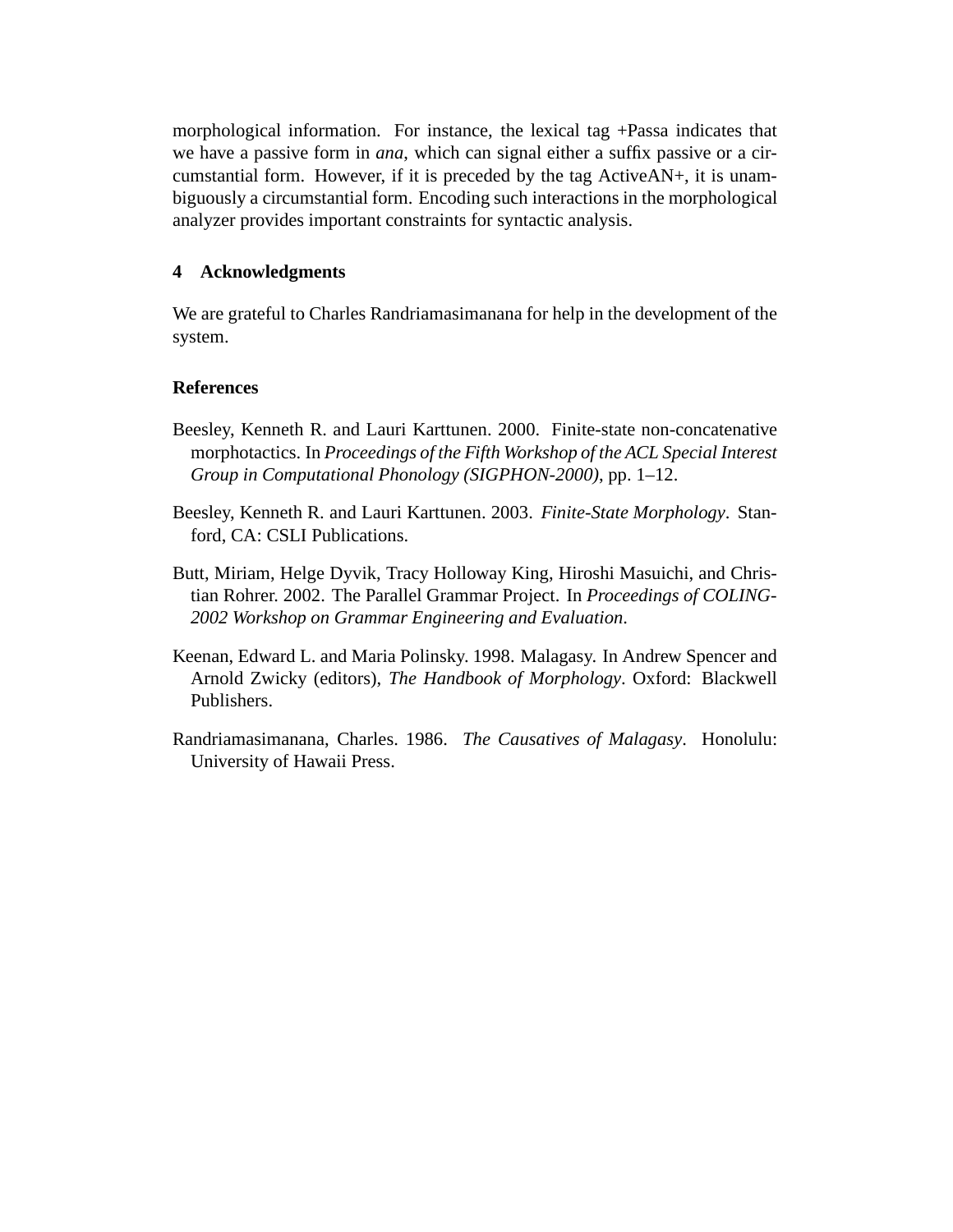morphological information. For instance, the lexical tag +Passa indicates that we have a passive form in *ana*, which can signal either a suffix passive or a circumstantial form. However, if it is preceded by the tag ActiveAN+, it is unambiguously a circumstantial form. Encoding such interactions in the morphological analyzer provides important constraints for syntactic analysis.

## 4 Acknowledgments

We are grateful to Charles Randriamasimanana for help in the development of the system.

## References

Beesley, Kenneth R. and Lauri Karttunen. 2000. Finite-state non-concatenative morphotactics. In *Proceedings of the Fifth Workshop of the ACL Special Interest Group in Computational Phonology (SIGPHON-2000)*, pp. 1–12.

Beesley, Kenneth R. and Lauri Karttunen. 2003. *Finite-State Morphology*. Stanford, CA: CSLI Publications.

Butt, Miriam, Helge Dyvik, Tracy Holloway King, Hiroshi Masuichi, and Christian Rohrer. 2002. The Parallel Grammar Project. In *Proceedings of COLING-2002 Workshop on Grammar Engineering and Evaluation*.

Keenan, Edward L. and Maria Polinsky. 1998. Malagasy. In Andrew Spencer and Arnold Zwicky (editors), *The Handbook of Morphology*. Oxford: Blackwell Publishers.

Randriamasimanana, Charles. 1986. *The Causatives of Malagasy*. Honolulu: University of Hawaii Press.